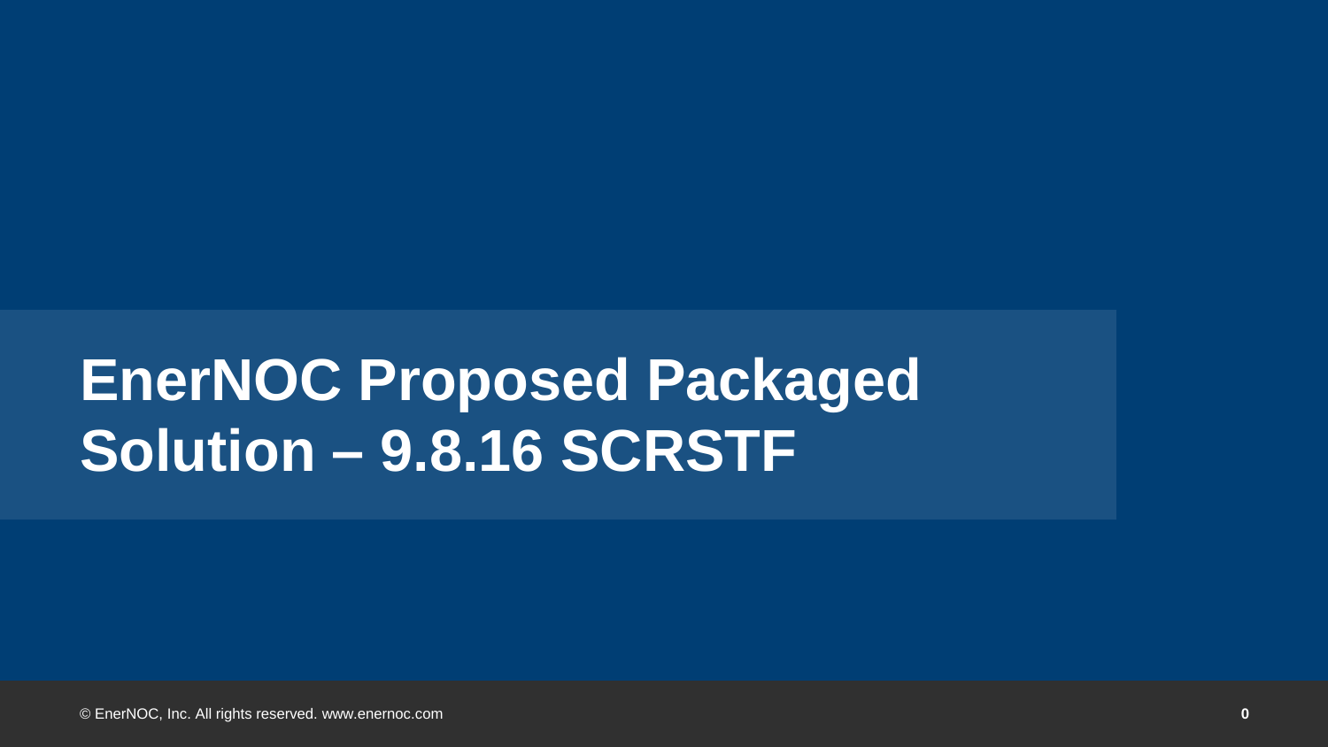# EnerNOC Proposed Packaged Solution – 9.8.16 SCRSTF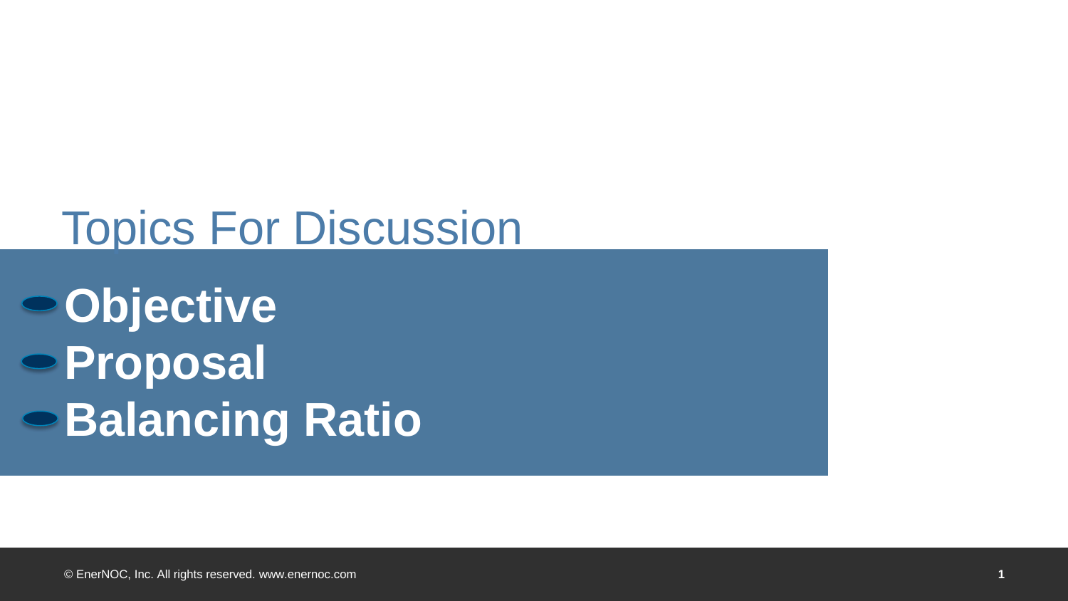# Topics For Discussion

- **Objective**
- **Proposal**
- **Balancing Ratio**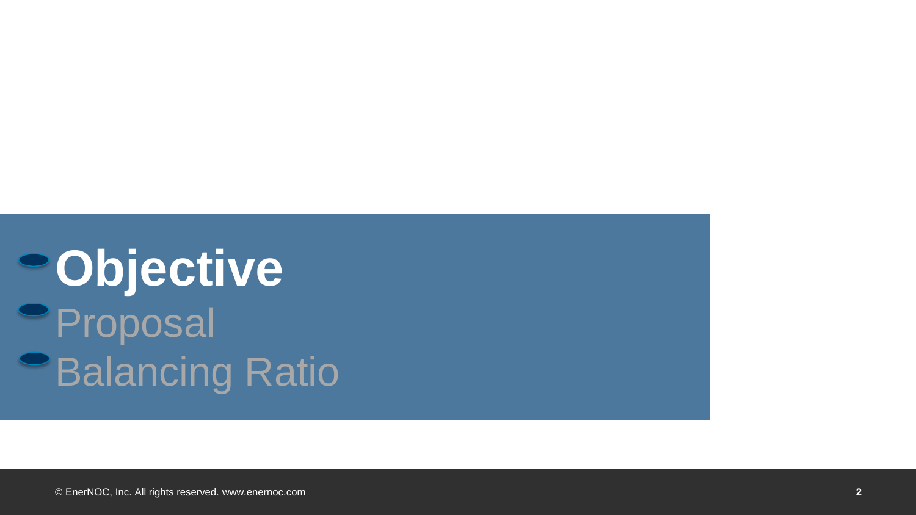- **Objective**
- Proposal
- Balancing Ratio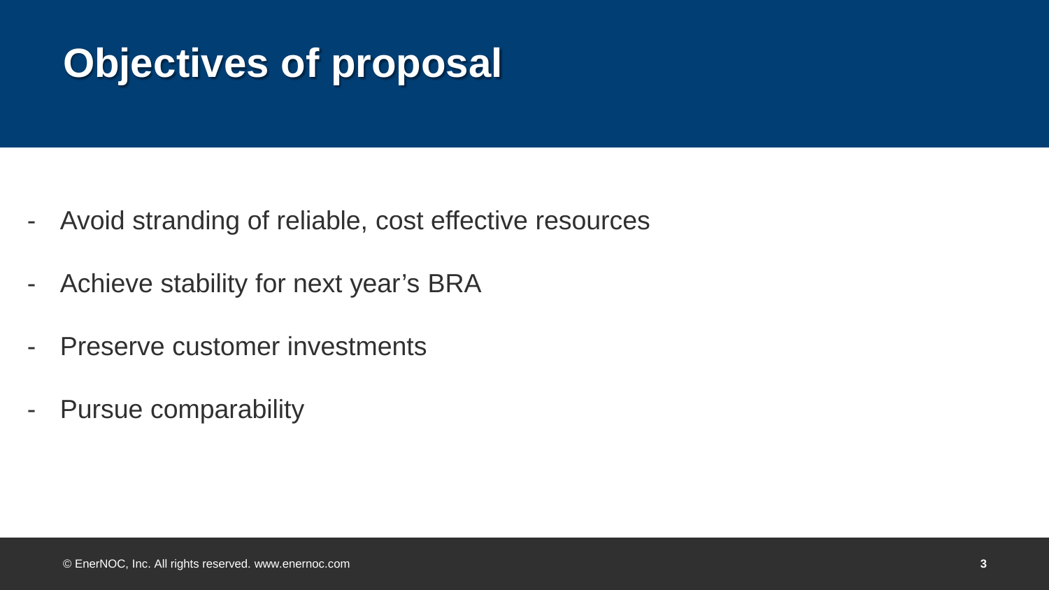# Objectives of proposal

- Avoid stranding of reliable, cost effective resources
- Achieve stability for next year's BRA
- Preserve customer investments
- Pursue comparability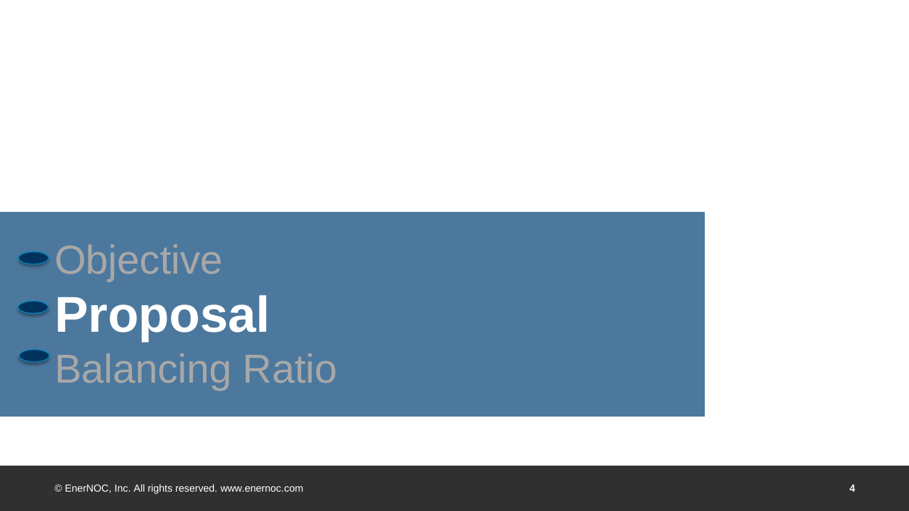- Objective
- **Proposal**
- Balancing Ratio

© EnerNOC, Inc. All rights reserved. www.enernoc.com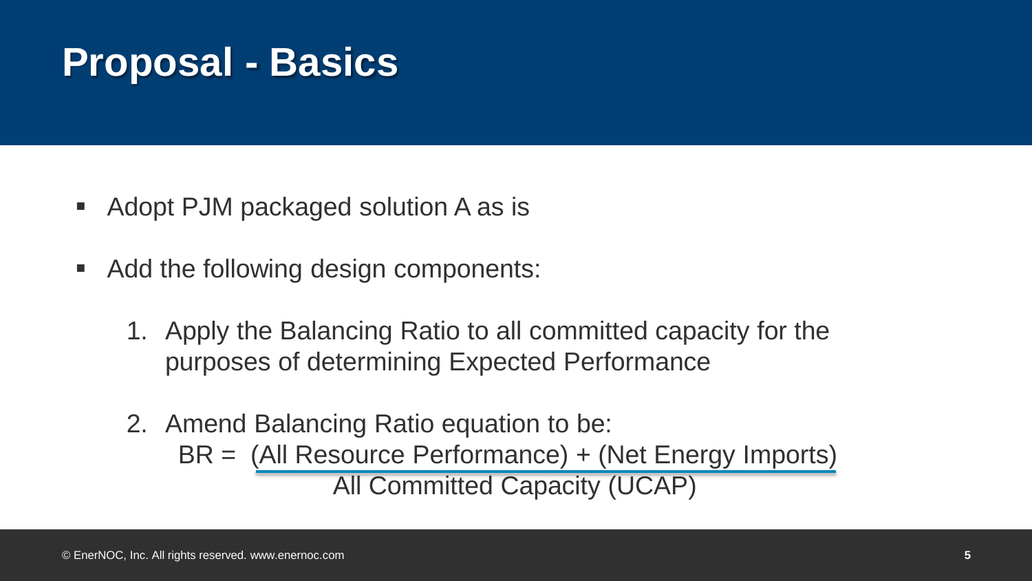# Proposal - Basics

- Adopt PJM packaged solution A as is
- Add the following design components:
  1. Apply the Balancing Ratio to all committed capacity for the purposes of determining Expected Performance
  2. Amend Balancing Ratio equation to be:

$$BR = \frac{\text{(All Resource Performance)} + \text{(Net Energy Imports)}}{\text{All Committed Capacity (UCAP)}}$$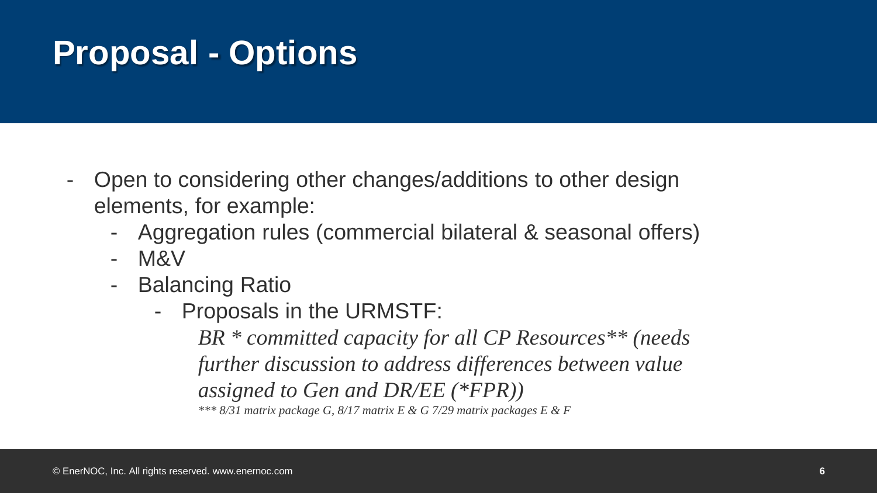# Proposal - Options

- Open to considering other changes/additions to other design elements, for example:
  - Aggregation rules (commercial bilateral & seasonal offers)
  - M&V
  - Balancing Ratio
    - Proposals in the URMSTF:

      *BR * committed capacity for all CP Resources** (needs further discussion to address differences between value assigned to Gen and DR/EE (*FPR))*

      **** 8/31 matrix package G, 8/17 matrix E & G 7/29 matrix packages E & F*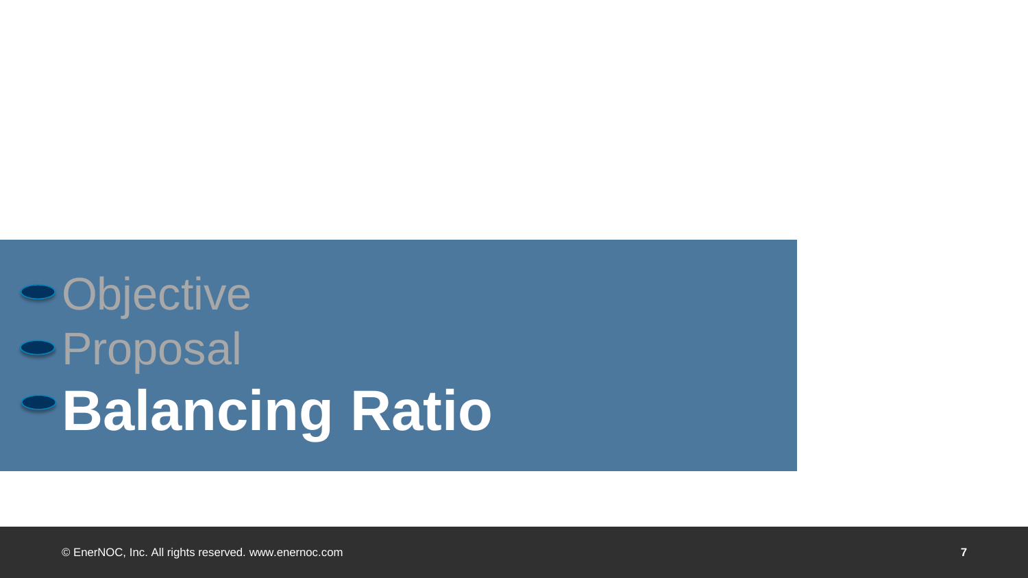- Objective
- Proposal
- **Balancing Ratio**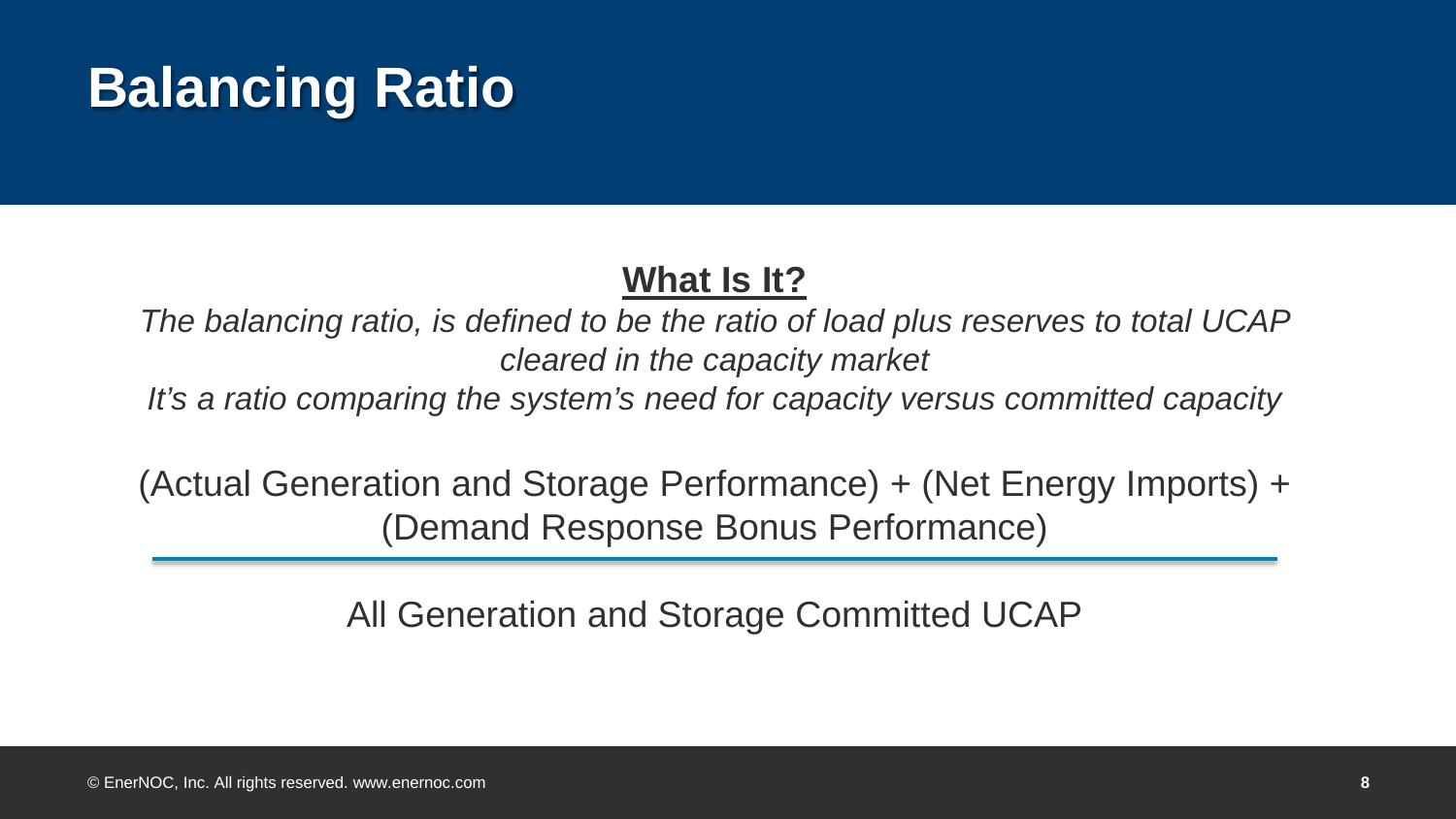# Balancing Ratio

**What Is It?**

*The balancing ratio, is defined to be the ratio of load plus reserves to total UCAP cleared in the capacity market*

*It's a ratio comparing the system's need for capacity versus committed capacity*

$$\frac{\text{(Actual Generation and Storage Performance)} + \text{(Net Energy Imports)} + \text{(Demand Response Bonus Performance)}}{\text{All Generation and Storage Committed UCAP}}$$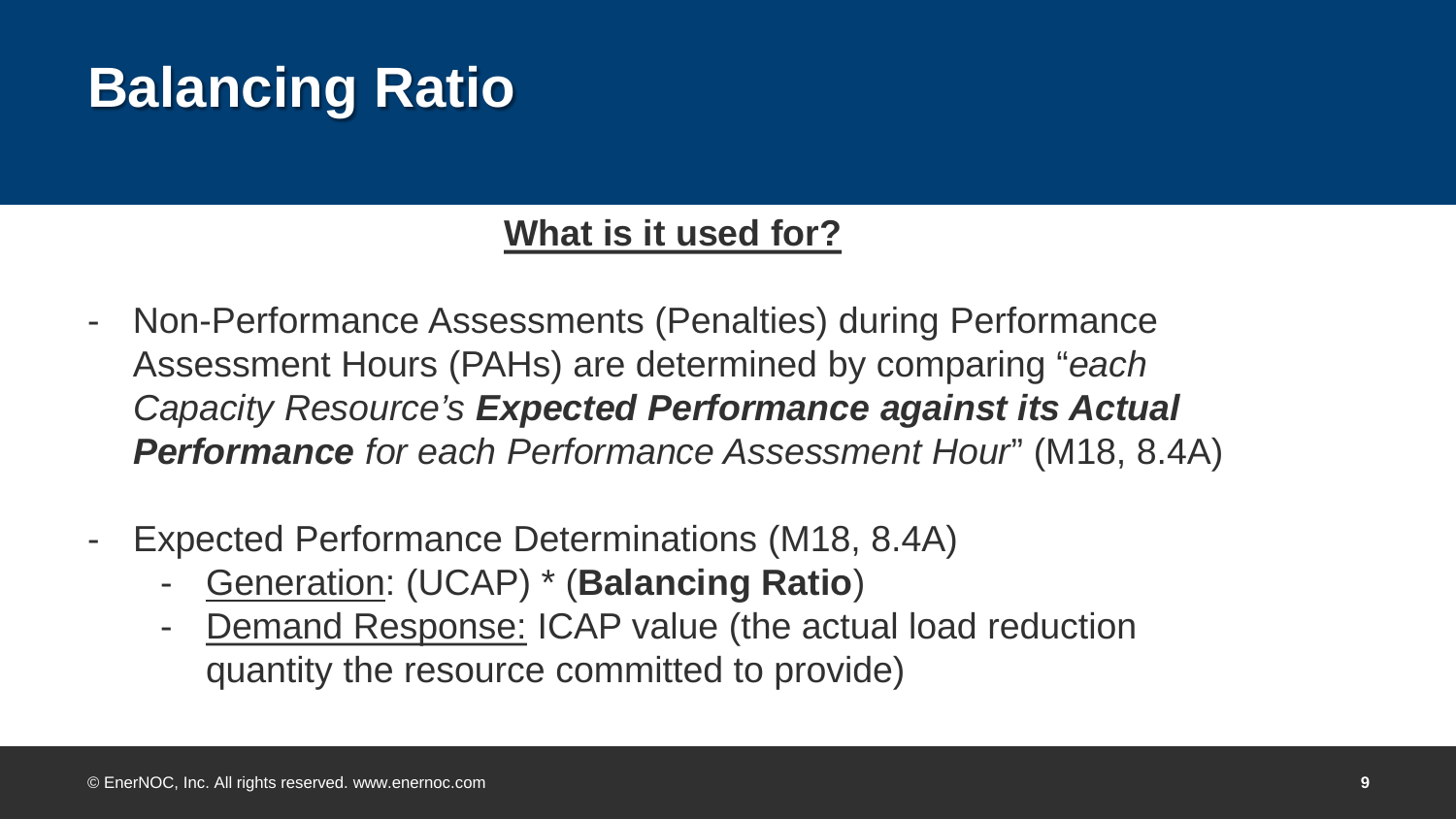# Balancing Ratio

**What is it used for?**

- Non-Performance Assessments (Penalties) during Performance Assessment Hours (PAHs) are determined by comparing "*each Capacity Resource's **Expected Performance against its Actual Performance** for each Performance Assessment Hour*" (M18, 8.4A)

- Expected Performance Determinations (M18, 8.4A)
  - Generation: (UCAP) * (**Balancing Ratio**)
  - Demand Response: ICAP value (the actual load reduction quantity the resource committed to provide)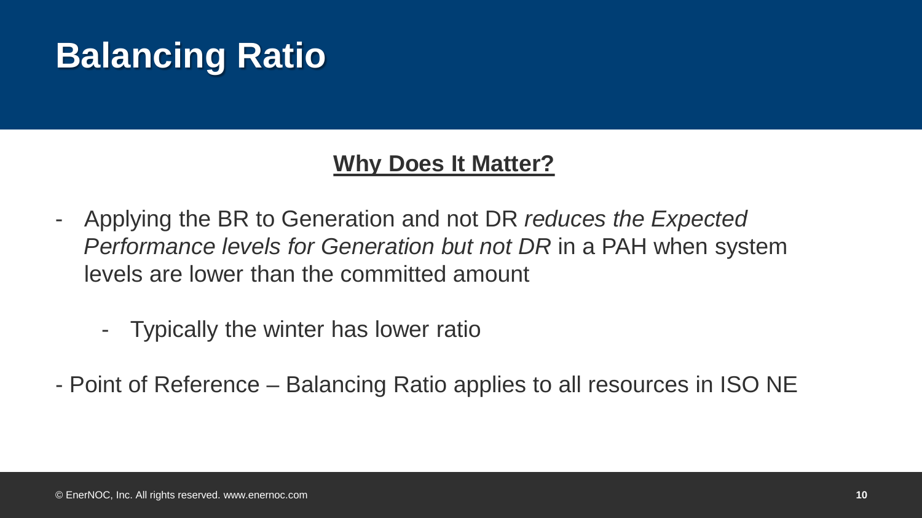# Balancing Ratio

## Why Does It Matter?

- Applying the BR to Generation and not DR *reduces the Expected Performance levels for Generation but not DR* in a PAH when system levels are lower than the committed amount
  - Typically the winter has lower ratio

- Point of Reference – Balancing Ratio applies to all resources in ISO NE

© EnerNOC, Inc. All rights reserved. www.enernoc.com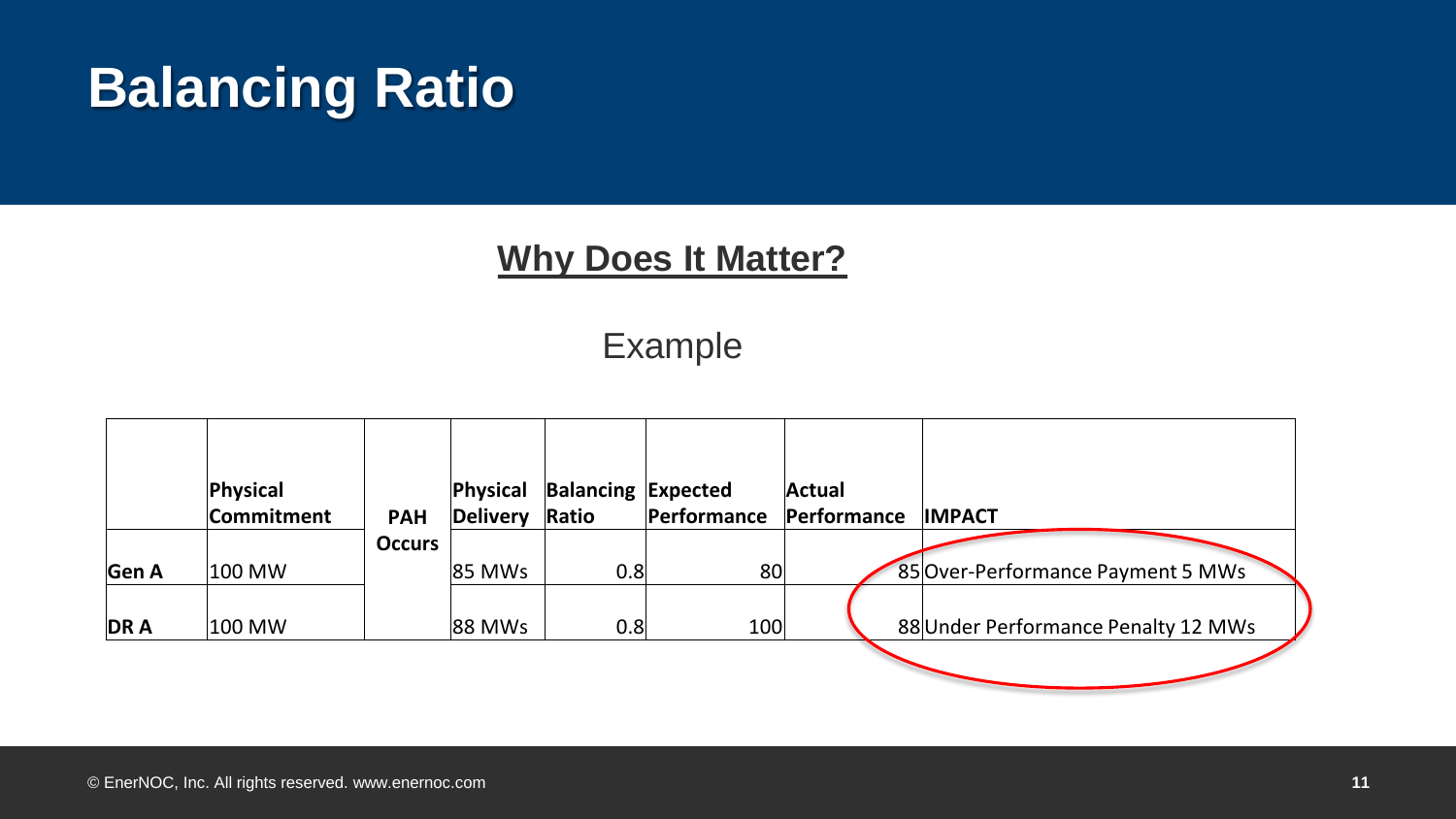# Balancing Ratio

## Why Does It Matter?

Example

| | Physical Commitment | PAH Occurs | Physical Delivery | Balancing Ratio | Expected Performance | Actual Performance | IMPACT |
|---|---|---|---|---|---|---|---|
| Gen A | 100 MW | | 85 MWs | 0.8 | 80 | 85 | Over-Performance Payment 5 MWs |
| DR A | 100 MW | | 88 MWs | 0.8 | 100 | 88 | Under Performance Penalty 12 MWs |

© EnerNOC, Inc. All rights reserved. www.enernoc.com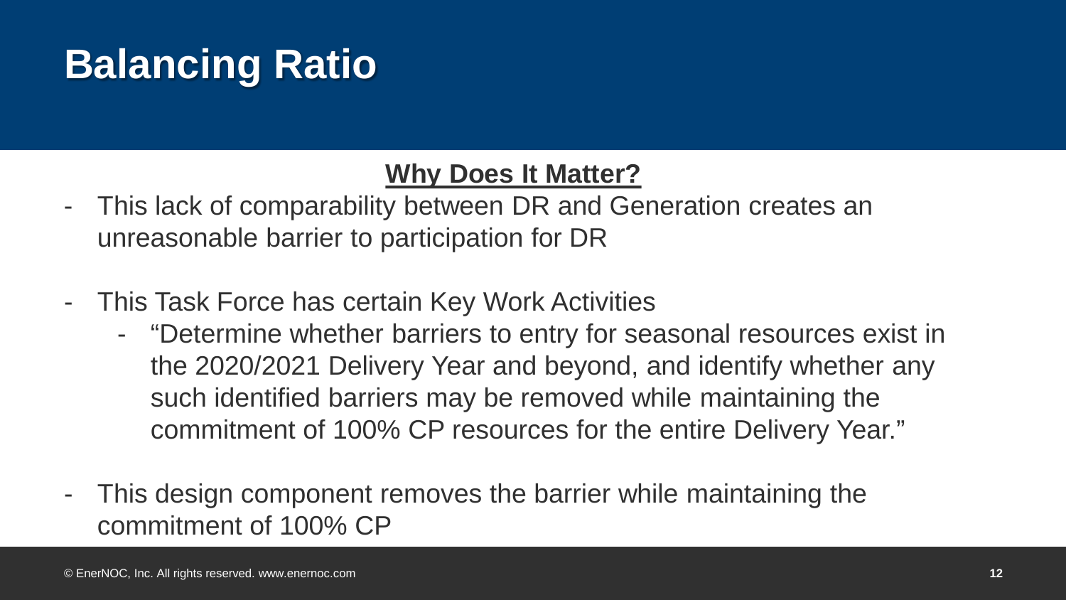# Balancing Ratio

## Why Does It Matter?

- This lack of comparability between DR and Generation creates an unreasonable barrier to participation for DR
- This Task Force has certain Key Work Activities
  - "Determine whether barriers to entry for seasonal resources exist in the 2020/2021 Delivery Year and beyond, and identify whether any such identified barriers may be removed while maintaining the commitment of 100% CP resources for the entire Delivery Year."
- This design component removes the barrier while maintaining the commitment of 100% CP